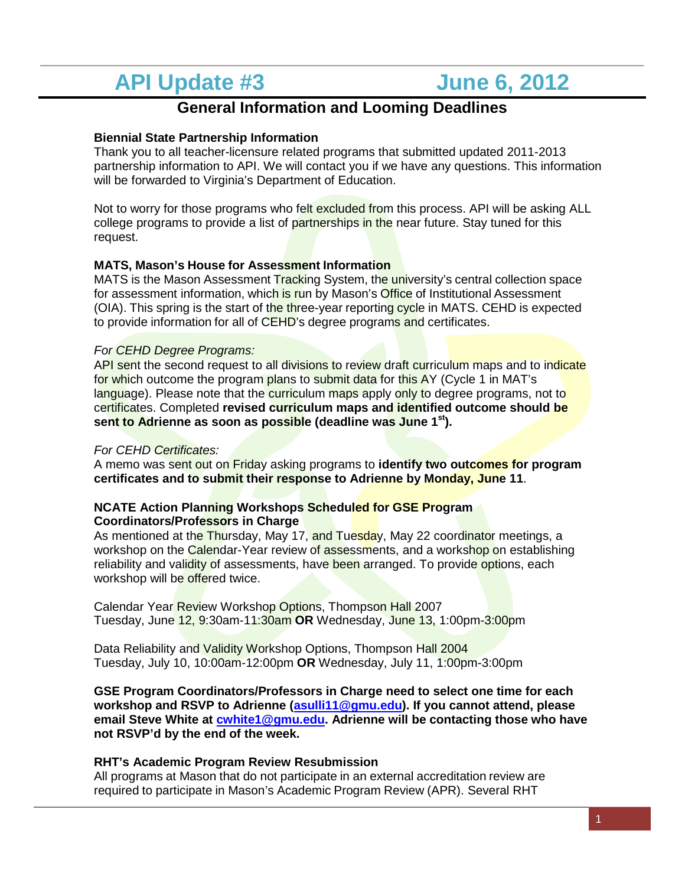# API Update #3 June 6, 2012

## General Information and Looming Deadlines

**Biennial State Partnership Information**
Thank you to all teacher-licensure related programs that submitted updated 2011-2013 partnership information to API. We will contact you if we have any questions. This information will be forwarded to Virginia's Department of Education.

Not to worry for those programs who felt excluded from this process. API will be asking ALL college programs to provide a list of partnerships in the near future. Stay tuned for this request.

**MATS, Mason's House for Assessment Information**
MATS is the Mason Assessment Tracking System, the university's central collection space for assessment information, which is run by Mason's Office of Institutional Assessment (OIA). This spring is the start of the three-year reporting cycle in MATS. CEHD is expected to provide information for all of CEHD's degree programs and certificates.

*For CEHD Degree Programs:*
API sent the second request to all divisions to review draft curriculum maps and to indicate for which outcome the program plans to submit data for this AY (Cycle 1 in MAT's language). Please note that the curriculum maps apply only to degree programs, not to certificates. Completed **revised curriculum maps and identified outcome should be sent to Adrienne as soon as possible (deadline was June 1st).**

*For CEHD Certificates:*
A memo was sent out on Friday asking programs to **identify two outcomes for program certificates and to submit their response to Adrienne by Monday, June 11**.

**NCATE Action Planning Workshops Scheduled for GSE Program Coordinators/Professors in Charge**
As mentioned at the Thursday, May 17, and Tuesday, May 22 coordinator meetings, a workshop on the Calendar-Year review of assessments, and a workshop on establishing reliability and validity of assessments, have been arranged. To provide options, each workshop will be offered twice.

Calendar Year Review Workshop Options, Thompson Hall 2007
Tuesday, June 12, 9:30am-11:30am **OR** Wednesday, June 13, 1:00pm-3:00pm

Data Reliability and Validity Workshop Options, Thompson Hall 2004
Tuesday, July 10, 10:00am-12:00pm **OR** Wednesday, July 11, 1:00pm-3:00pm

**GSE Program Coordinators/Professors in Charge need to select one time for each workshop and RSVP to Adrienne (asulli11@gmu.edu). If you cannot attend, please email Steve White at cwhite1@gmu.edu. Adrienne will be contacting those who have not RSVP'd by the end of the week.**

**RHT's Academic Program Review Resubmission**
All programs at Mason that do not participate in an external accreditation review are required to participate in Mason's Academic Program Review (APR). Several RHT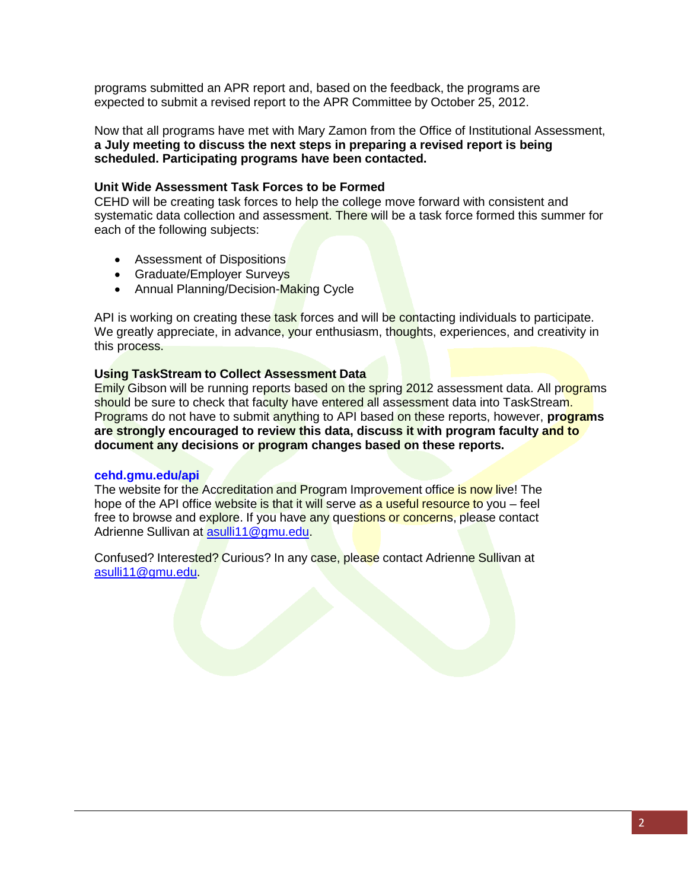programs submitted an APR report and, based on the feedback, the programs are expected to submit a revised report to the APR Committee by October 25, 2012.

Now that all programs have met with Mary Zamon from the Office of Institutional Assessment, **a July meeting to discuss the next steps in preparing a revised report is being scheduled. Participating programs have been contacted.**

**Unit Wide Assessment Task Forces to be Formed**

CEHD will be creating task forces to help the college move forward with consistent and systematic data collection and assessment. There will be a task force formed this summer for each of the following subjects:

- Assessment of Dispositions
- Graduate/Employer Surveys
- Annual Planning/Decision-Making Cycle

API is working on creating these task forces and will be contacting individuals to participate. We greatly appreciate, in advance, your enthusiasm, thoughts, experiences, and creativity in this process.

**Using TaskStream to Collect Assessment Data**

Emily Gibson will be running reports based on the spring 2012 assessment data. All programs should be sure to check that faculty have entered all assessment data into TaskStream. Programs do not have to submit anything to API based on these reports, however, **programs are strongly encouraged to review this data, discuss it with program faculty and to document any decisions or program changes based on these reports.**

**cehd.gmu.edu/api**

The website for the Accreditation and Program Improvement office is now live! The hope of the API office website is that it will serve as a useful resource to you – feel free to browse and explore. If you have any questions or concerns, please contact Adrienne Sullivan at asulli11@gmu.edu.

Confused? Interested? Curious? In any case, please contact Adrienne Sullivan at asulli11@gmu.edu.